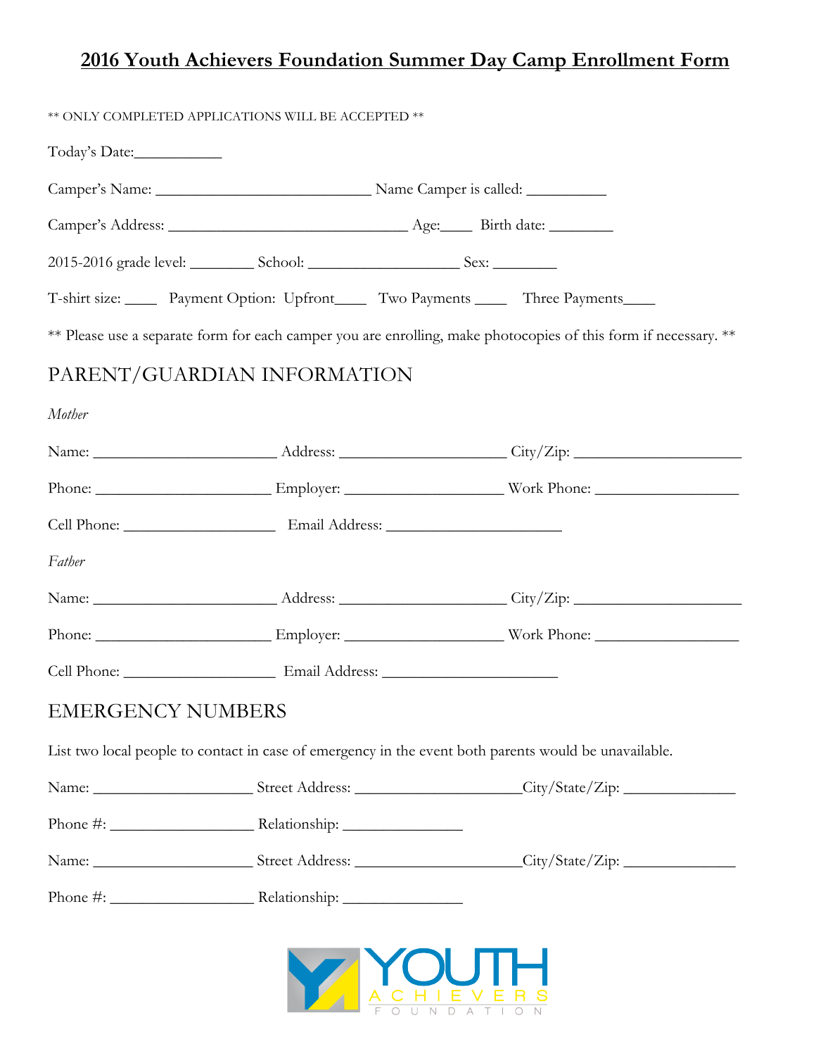# 2016 Youth Achievers Foundation Summer Day Camp Enrollment Form

** ONLY COMPLETED APPLICATIONS WILL BE ACCEPTED **

Today's Date:___________

Camper's Name: ___________________________ Name Camper is called: __________

Camper's Address: ______________________________ Age:____ Birth date: ________

2015-2016 grade level: ________ School: ___________________ Sex: ________

T-shirt size: ____ Payment Option: Upfront____ Two Payments ____ Three Payments____

** Please use a separate form for each camper you are enrolling, make photocopies of this form if necessary. **

## PARENT/GUARDIAN INFORMATION

*Mother*

Name: _______________________ Address: ____________________ City/Zip: _____________________

Phone: ______________________ Employer: ___________________ Work Phone: __________________

Cell Phone: ___________________ Email Address: ______________________

*Father*

Name: _______________________ Address: ____________________ City/Zip: _____________________

Phone: ______________________ Employer: ___________________ Work Phone: __________________

Cell Phone: ___________________ Email Address: ______________________

## EMERGENCY NUMBERS

List two local people to contact in case of emergency in the event both parents would be unavailable.

Name: ____________________ Street Address: _____________________City/State/Zip: ______________

Phone #: __________________ Relationship: _______________

Name: ____________________ Street Address: _____________________City/State/Zip: ______________

Phone #: __________________ Relationship: _______________

YOUTH ACHIEVERS FOUNDATION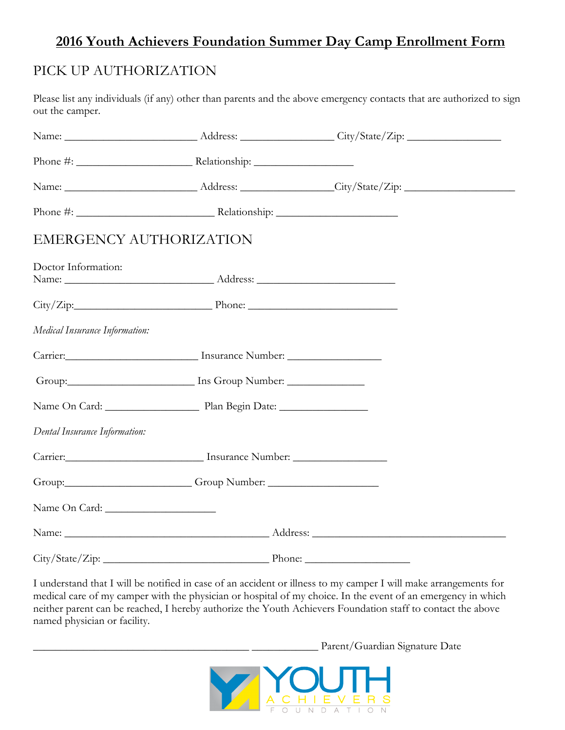# 2016 Youth Achievers Foundation Summer Day Camp Enrollment Form

## PICK UP AUTHORIZATION

Please list any individuals (if any) other than parents and the above emergency contacts that are authorized to sign out the camper.

Name: ________________________ Address: _________________ City/State/Zip: _________________

Phone #: _____________________ Relationship: _________________

Name: ________________________ Address: _________________City/State/Zip: ____________________

Phone #: _________________________ Relationship: ______________________

## EMERGENCY AUTHORIZATION

Doctor Information:
Name: ___________________________ Address: _________________________

City/Zip:_________________________ Phone: ___________________________

*Medical Insurance Information:*

Carrier:________________________ Insurance Number: _________________

Group:_______________________ Ins Group Number: ______________

Name On Card: _________________ Plan Begin Date: ________________

*Dental Insurance Information:*

Carrier:_________________________ Insurance Number: _________________

Group:_______________________ Group Number: ____________________

Name On Card: ____________________

Name: _____________________________________ Address: ___________________________________

City/State/Zip: ______________________________ Phone: ___________________

I understand that I will be notified in case of an accident or illness to my camper I will make arrangements for medical care of my camper with the physician or hospital of my choice. In the event of an emergency in which neither parent can be reached, I hereby authorize the Youth Achievers Foundation staff to contact the above named physician or facility.

_______________________________________ ___________ Parent/Guardian Signature Date

YOUTH ACHIEVERS FOUNDATION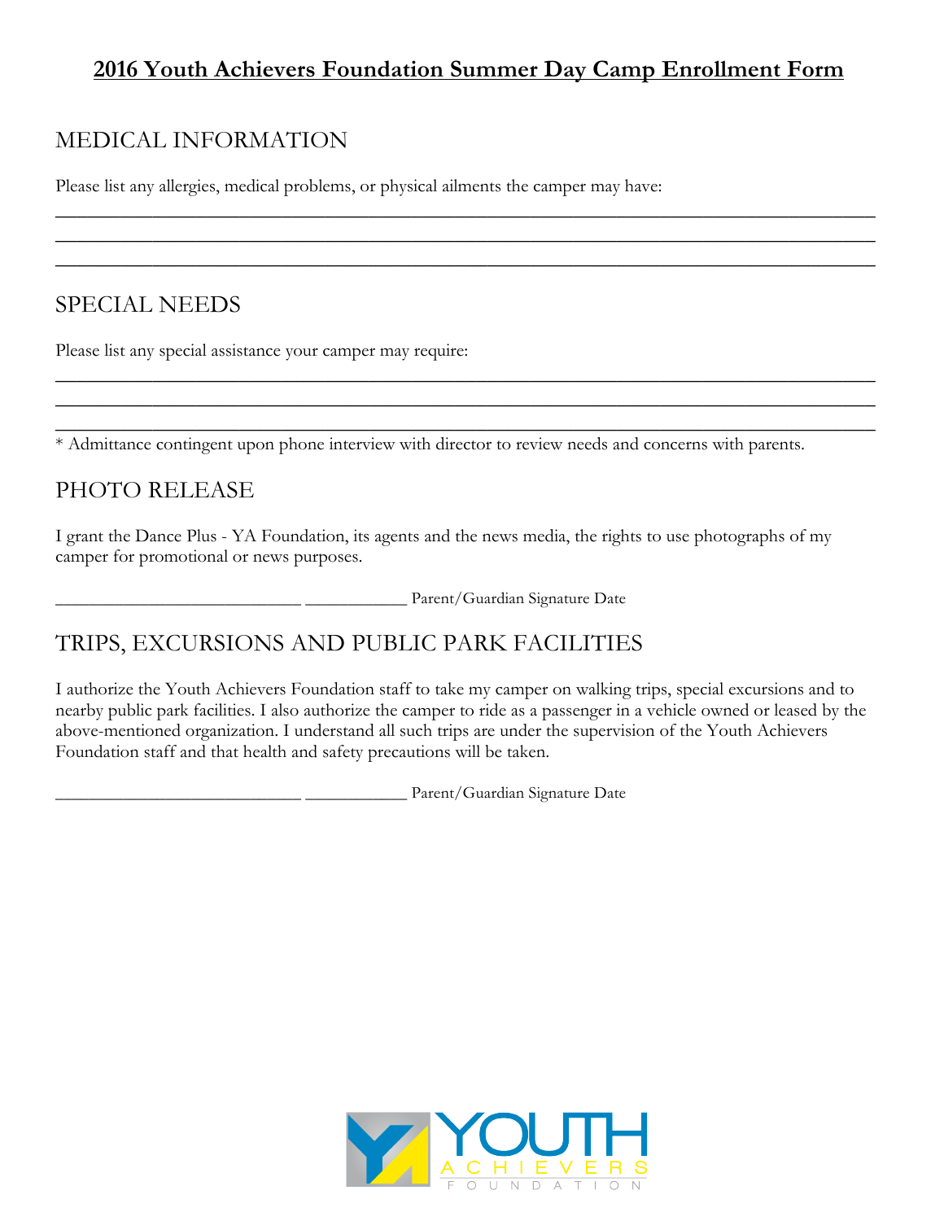# 2016 Youth Achievers Foundation Summer Day Camp Enrollment Form

## MEDICAL INFORMATION

Please list any allergies, medical problems, or physical ailments the camper may have:

____________________________________________________________________________________
____________________________________________________________________________________
____________________________________________________________________________________

## SPECIAL NEEDS

Please list any special assistance your camper may require:

____________________________________________________________________________________
____________________________________________________________________________________
____________________________________________________________________________________

* Admittance contingent upon phone interview with director to review needs and concerns with parents.

## PHOTO RELEASE

I grant the Dance Plus - YA Foundation, its agents and the news media, the rights to use photographs of my camper for promotional or news purposes.

____________________________ ___________ Parent/Guardian Signature Date

## TRIPS, EXCURSIONS AND PUBLIC PARK FACILITIES

I authorize the Youth Achievers Foundation staff to take my camper on walking trips, special excursions and to nearby public park facilities. I also authorize the camper to ride as a passenger in a vehicle owned or leased by the above-mentioned organization. I understand all such trips are under the supervision of the Youth Achievers Foundation staff and that health and safety precautions will be taken.

____________________________ ___________ Parent/Guardian Signature Date

YOUTH ACHIEVERS FOUNDATION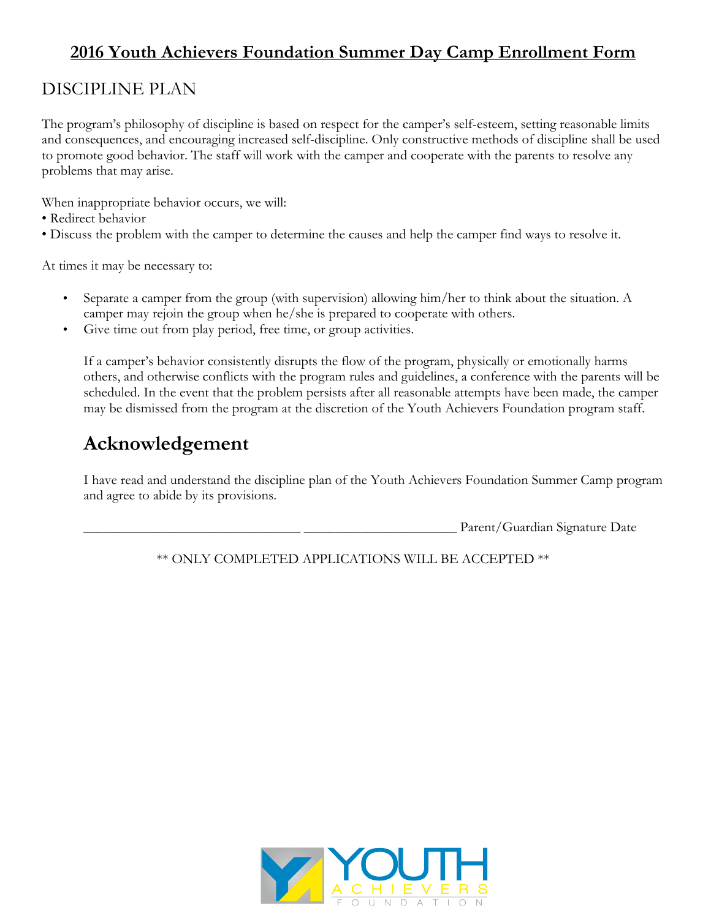# **2016 Youth Achievers Foundation Summer Day Camp Enrollment Form**

## DISCIPLINE PLAN

The program's philosophy of discipline is based on respect for the camper's self-esteem, setting reasonable limits and consequences, and encouraging increased self-discipline. Only constructive methods of discipline shall be used to promote good behavior. The staff will work with the camper and cooperate with the parents to resolve any problems that may arise.

When inappropriate behavior occurs, we will:

- Redirect behavior
- Discuss the problem with the camper to determine the causes and help the camper find ways to resolve it.

At times it may be necessary to:

- Separate a camper from the group (with supervision) allowing him/her to think about the situation. A camper may rejoin the group when he/she is prepared to cooperate with others.
- Give time out from play period, free time, or group activities.

If a camper's behavior consistently disrupts the flow of the program, physically or emotionally harms others, and otherwise conflicts with the program rules and guidelines, a conference with the parents will be scheduled. In the event that the problem persists after all reasonable attempts have been made, the camper may be dismissed from the program at the discretion of the Youth Achievers Foundation program staff.

## Acknowledgement

I have read and understand the discipline plan of the Youth Achievers Foundation Summer Camp program and agree to abide by its provisions.

_______________________________ _____________________ Parent/Guardian Signature Date

** ONLY COMPLETED APPLICATIONS WILL BE ACCEPTED **

YOUTH ACHIEVERS FOUNDATION